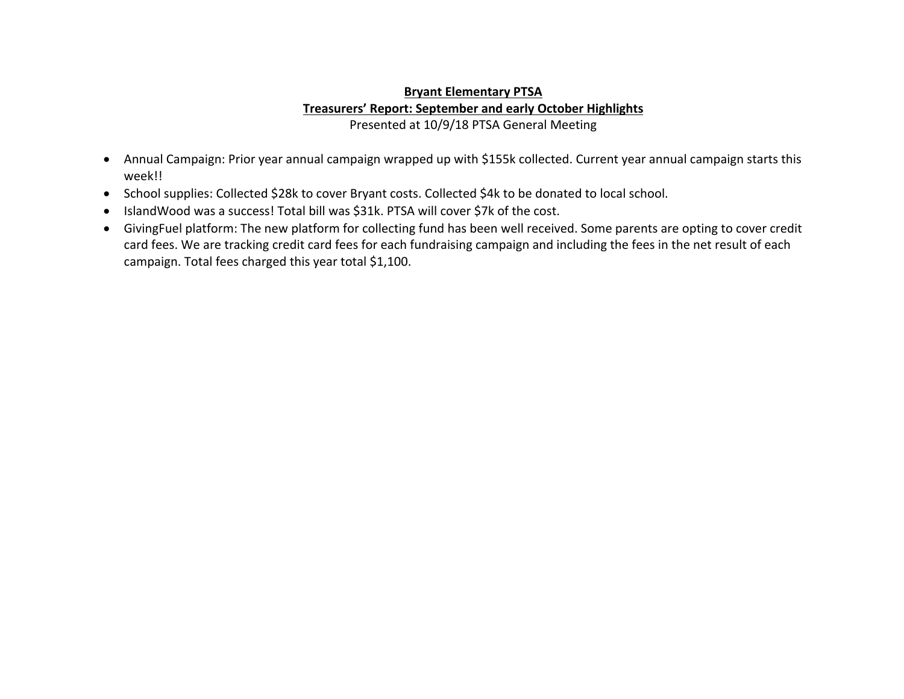**Bryant Elementary PTSA**

**Treasurers' Report: September and early October Highlights**

Presented at 10/9/18 PTSA General Meeting

- Annual Campaign: Prior year annual campaign wrapped up with $155k collected. Current year annual campaign starts this week!!
- School supplies: Collected $28k to cover Bryant costs. Collected $4k to be donated to local school.
- IslandWood was a success! Total bill was $31k. PTSA will cover $7k of the cost.
- GivingFuel platform: The new platform for collecting fund has been well received. Some parents are opting to cover credit card fees. We are tracking credit card fees for each fundraising campaign and including the fees in the net result of each campaign. Total fees charged this year total $1,100.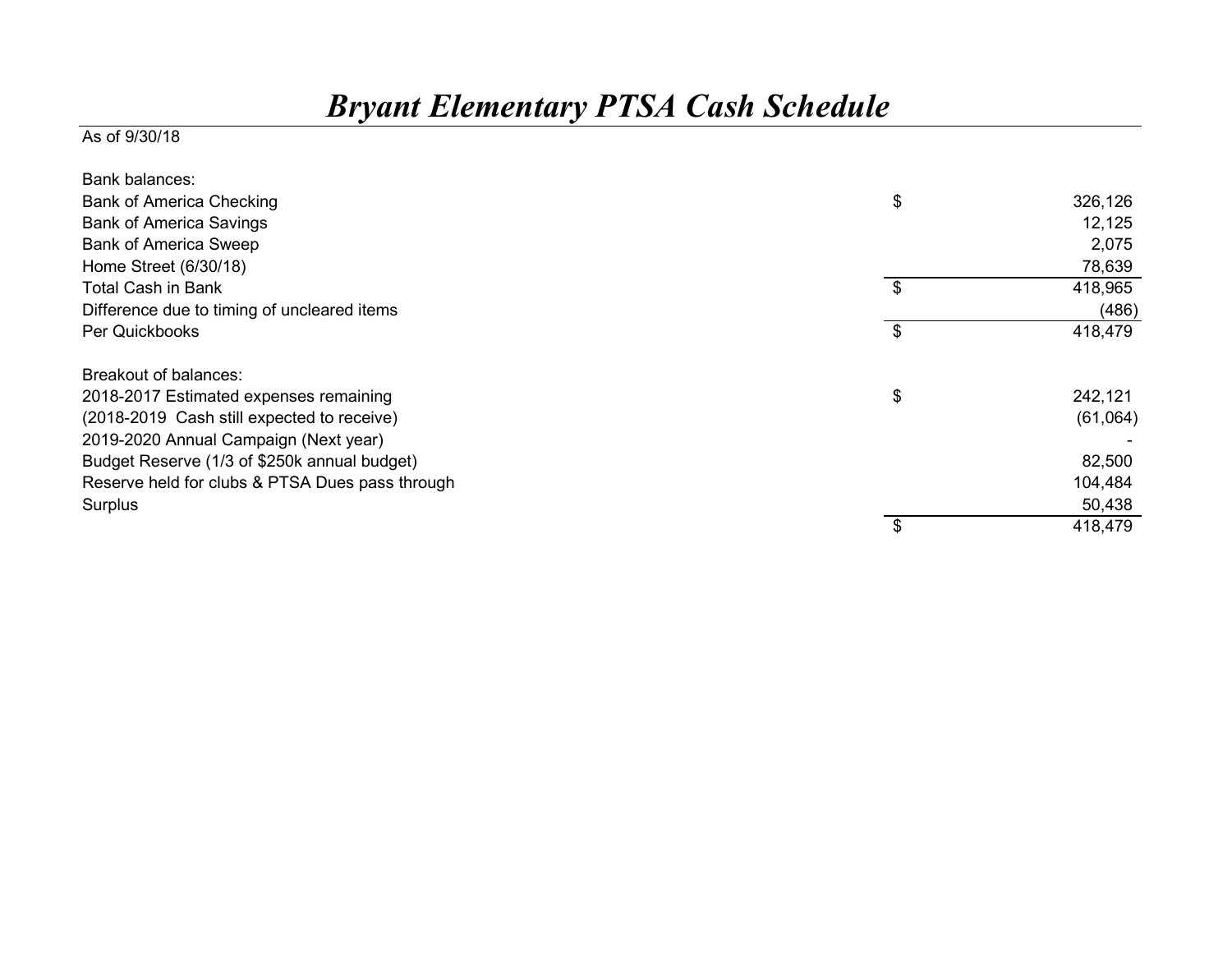# *Bryant Elementary PTSA Cash Schedule*

As of 9/30/18

| | | |
|---|---|---|
| Bank balances: | | |
| Bank of America Checking | $ | 326,126 |
| Bank of America Savings | | 12,125 |
| Bank of America Sweep | | 2,075 |
| Home Street (6/30/18) | | 78,639 |
| Total Cash in Bank | $ | 418,965 |
| Difference due to timing of uncleared items | | (486) |
| Per Quickbooks | $ | 418,479 |
| | | |
| Breakout of balances: | | |
| 2018-2017 Estimated expenses remaining | $ | 242,121 |
| (2018-2019 Cash still expected to receive) | | (61,064) |
| 2019-2020 Annual Campaign (Next year) | | - |
| Budget Reserve (1/3 of $250k annual budget) | | 82,500 |
| Reserve held for clubs & PTSA Dues pass through | | 104,484 |
| Surplus | | 50,438 |
| | $ | 418,479 |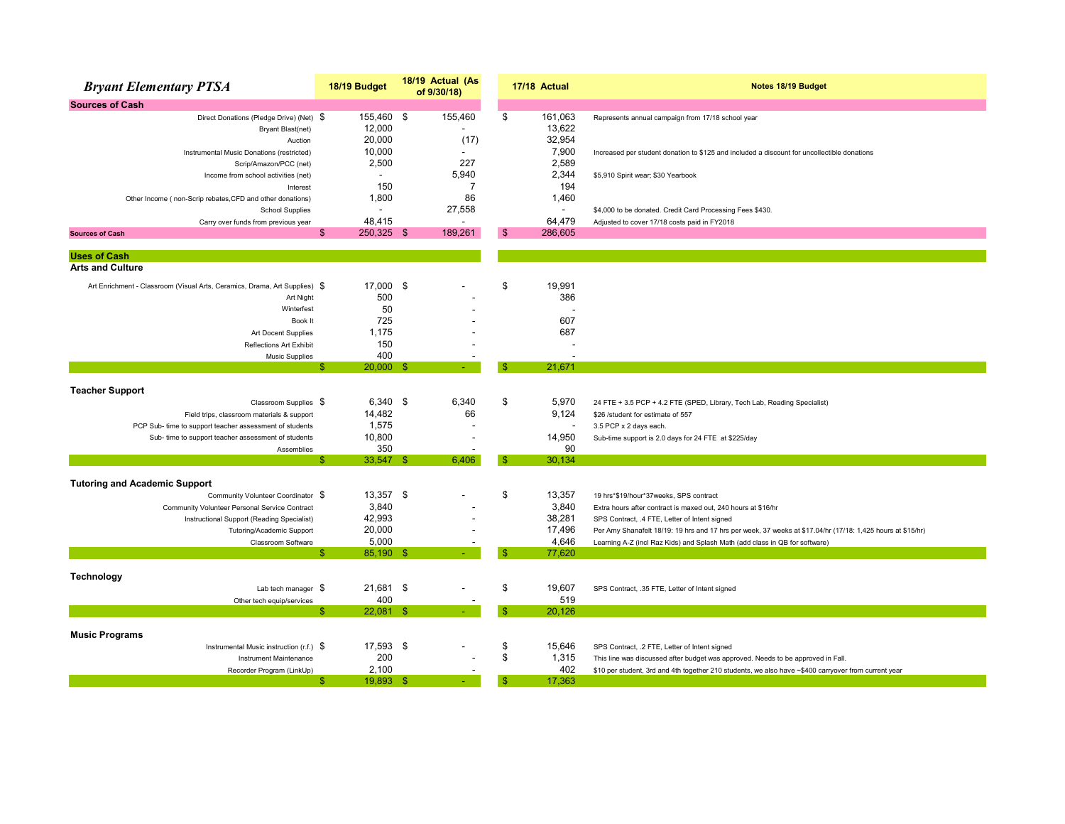| *Bryant Elementary PTSA* | 18/19 Budget | 18/19 Actual (As of 9/30/18) | 17/18 Actual | Notes 18/19 Budget |
|---|---|---|---|---|
| **Sources of Cash** | | | | |
| Direct Donations (Pledge Drive) (Net) | $ 155,460 | $ 155,460 | $ 161,063 | Represents annual campaign from 17/18 school year |
| Bryant Blast(net) | 12,000 | - | 13,622 | |
| Auction | 20,000 | (17) | 32,954 | |
| Instrumental Music Donations (restricted) | 10,000 | - | 7,900 | Increased per student donation to $125 and included a discount for uncollectible donations |
| Scrip/Amazon/PCC (net) | 2,500 | 227 | 2,589 | |
| Income from school activities (net) | - | 5,940 | 2,344 | $5,910 Spirit wear; $30 Yearbook |
| Interest | 150 | 7 | 194 | |
| Other Income ( non-Scrip rebates,CFD and other donations) | 1,800 | 86 | 1,460 | |
| School Supplies | - | 27,558 | - | $4,000 to be donated. Credit Card Processing Fees $430. |
| Carry over funds from previous year | 48,415 | - | 64,479 | Adjusted to cover 17/18 costs paid in FY2018 |
| **Sources of Cash** | $ 250,325 | $ 189,261 | $ 286,605 | |
| | | | | |
| **Uses of Cash** | | | | |
| **Arts and Culture** | | | | |
| Art Enrichment - Classroom (Visual Arts, Ceramics, Drama, Art Supplies) | $ 17,000 | $ - | $ 19,991 | |
| Art Night | 500 | - | 386 | |
| Winterfest | 50 | - | - | |
| Book It | 725 | - | 607 | |
| Art Docent Supplies | 1,175 | - | 687 | |
| Reflections Art Exhibit | 150 | - | - | |
| Music Supplies | 400 | - | - | |
| | $ 20,000 | $ - | $ 21,671 | |
| | | | | |
| **Teacher Support** | | | | |
| Classroom Supplies | $ 6,340 | $ 6,340 | $ 5,970 | 24 FTE + 3.5 PCP + 4.2 FTE (SPED, Library, Tech Lab, Reading Specialist) |
| Field trips, classroom materials & support | 14,482 | 66 | 9,124 | $26 /student for estimate of 557 |
| PCP Sub- time to support teacher assessment of students | 1,575 | - | - | 3.5 PCP x 2 days each. |
| Sub- time to support teacher assessment of students | 10,800 | - | 14,950 | Sub-time support is 2.0 days for 24 FTE at $225/day |
| Assemblies | 350 | - | 90 | |
| | $ 33,547 | $ 6,406 | $ 30,134 | |
| | | | | |
| **Tutoring and Academic Support** | | | | |
| Community Volunteer Coordinator | $ 13,357 | $ - | $ 13,357 | 19 hrs*$19/hour*37weeks, SPS contract |
| Community Volunteer Personal Service Contract | 3,840 | - | 3,840 | Extra hours after contract is maxed out, 240 hours at $16/hr |
| Instructional Support (Reading Specialist) | 42,993 | - | 38,281 | SPS Contract, .4 FTE, Letter of Intent signed |
| Tutoring/Academic Support | 20,000 | - | 17,496 | Per Amy Shanafelt 18/19: 19 hrs and 17 hrs per week, 37 weeks at $17.04/hr (17/18: 1,425 hours at $15/hr) |
| Classroom Software | 5,000 | - | 4,646 | Learning A-Z (incl Raz Kids) and Splash Math (add class in QB for software) |
| | $ 85,190 | $ - | $ 77,620 | |
| | | | | |
| **Technology** | | | | |
| Lab tech manager | $ 21,681 | $ - | $ 19,607 | SPS Contract, .35 FTE, Letter of Intent signed |
| Other tech equip/services | 400 | - | 519 | |
| | $ 22,081 | $ - | $ 20,126 | |
| | | | | |
| **Music Programs** | | | | |
| Instrumental Music instruction (r.f.) | $ 17,593 | $ - | $ 15,646 | SPS Contract, .2 FTE, Letter of Intent signed |
| Instrument Maintenance | 200 | - | $ 1,315 | This line was discussed after budget was approved. Needs to be approved in Fall. |
| Recorder Program (LinkUp) | 2,100 | - | 402 | $10 per student, 3rd and 4th together 210 students, we also have ~$400 carryover from current year |
| | $ 19,893 | $ - | $ 17,363 | |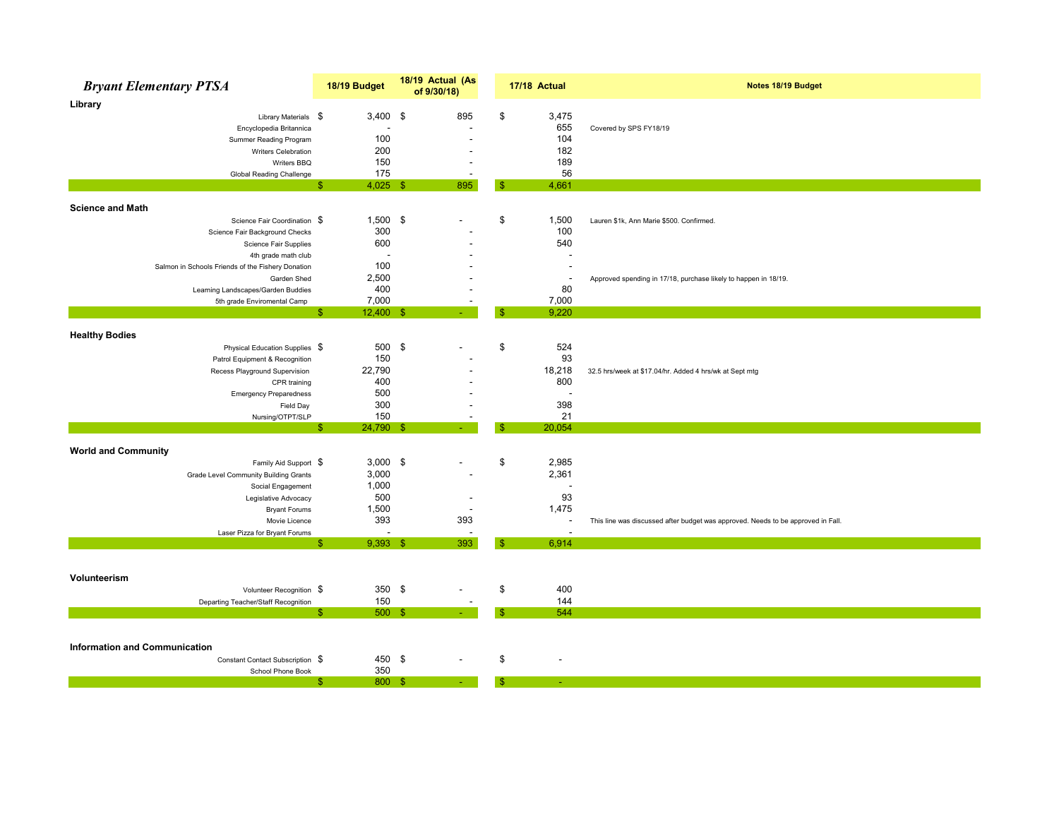| *Bryant Elementary PTSA* | 18/19 Budget | 18/19 Actual (As of 9/30/18) | 17/18 Actual | Notes 18/19 Budget |
|---|---|---|---|---|
| **Library** | | | | |
| Library Materials | $ 3,400 | $ 895 | $ 3,475 | |
| Encyclopedia Britannica | - | - | 655 | Covered by SPS FY18/19 |
| Summer Reading Program | 100 | - | 104 | |
| Writers Celebration | 200 | - | 182 | |
| Writers BBQ | 150 | - | 189 | |
| Global Reading Challenge | 175 | - | 56 | |
| | $ 4,025 | $ 895 | $ 4,661 | |
| **Science and Math** | | | | |
| Science Fair Coordination | $ 1,500 | $ - | $ 1,500 | Lauren $1k, Ann Marie $500. Confirmed. |
| Science Fair Background Checks | 300 | - | 100 | |
| Science Fair Supplies | 600 | - | 540 | |
| 4th grade math club | - | - | - | |
| Salmon in Schools Friends of the Fishery Donation | 100 | - | - | |
| Garden Shed | 2,500 | - | - | Approved spending in 17/18, purchase likely to happen in 18/19. |
| Learning Landscapes/Garden Buddies | 400 | - | 80 | |
| 5th grade Enviromental Camp | 7,000 | - | 7,000 | |
| | $ 12,400 | $ - | $ 9,220 | |
| **Healthy Bodies** | | | | |
| Physical Education Supplies | $ 500 | $ - | $ 524 | |
| Patrol Equipment & Recognition | 150 | - | 93 | |
| Recess Playground Supervision | 22,790 | - | 18,218 | 32.5 hrs/week at $17.04/hr. Added 4 hrs/wk at Sept mtg |
| CPR training | 400 | - | 800 | |
| Emergency Preparedness | 500 | - | - | |
| Field Day | 300 | - | 398 | |
| Nursing/OTPT/SLP | 150 | - | 21 | |
| | $ 24,790 | $ - | $ 20,054 | |
| **World and Community** | | | | |
| Family Aid Support | $ 3,000 | $ - | $ 2,985 | |
| Grade Level Community Building Grants | 3,000 | - | 2,361 | |
| Social Engagement | 1,000 | | - | |
| Legislative Advocacy | 500 | - | 93 | |
| Bryant Forums | 1,500 | - | 1,475 | |
| Movie Licence | 393 | 393 | - | This line was discussed after budget was approved. Needs to be approved in Fall. |
| Laser Pizza for Bryant Forums | - | - | - | |
| | $ 9,393 | $ 393 | $ 6,914 | |
| **Volunteerism** | | | | |
| Volunteer Recognition | $ 350 | $ - | $ 400 | |
| Departing Teacher/Staff Recognition | 150 | - | 144 | |
| | $ 500 | $ - | $ 544 | |
| **Information and Communication** | | | | |
| Constant Contact Subscription | $ 450 | $ - | $ - | |
| School Phone Book | 350 | | | |
| | $ 800 | $ - | $ - | |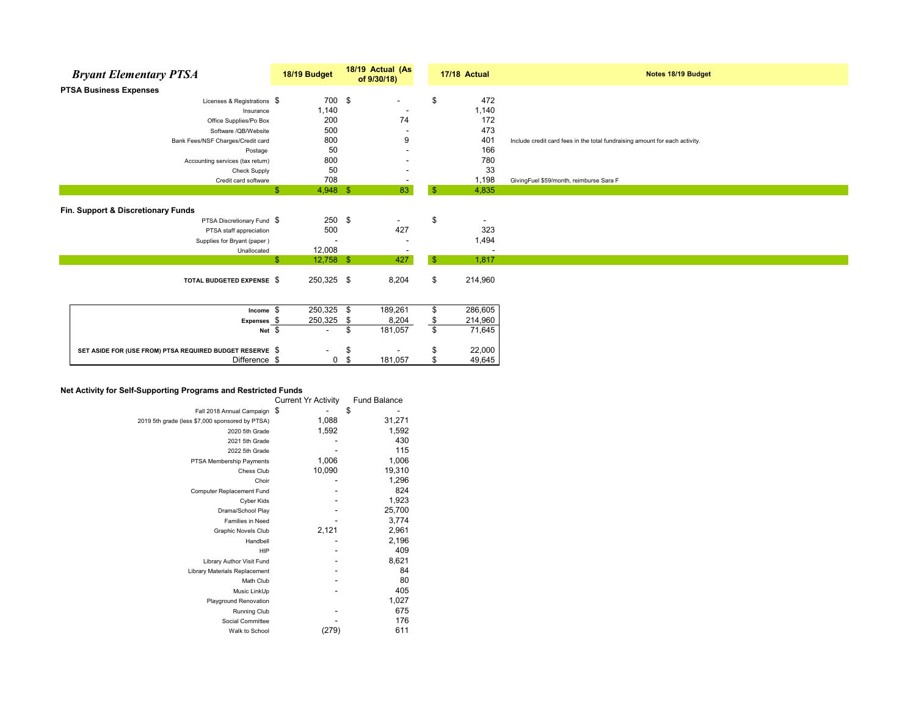# *Bryant Elementary PTSA*

| | 18/19 Budget | 18/19 Actual (As of 9/30/18) | 17/18 Actual | Notes 18/19 Budget |
|---|---|---|---|---|
| **PTSA Business Expenses** | | | | |
| Licenses & Registrations | $ 700 | $ - | $ 472 | |
| Insurance | 1,140 | - | 1,140 | |
| Office Supplies/Po Box | 200 | 74 | 172 | |
| Software /QB/Website | 500 | - | 473 | |
| Bank Fees/NSF Charges/Credit card | 800 | 9 | 401 | Include credit card fees in the total fundraising amount for each activity. |
| Postage | 50 | - | 166 | |
| Accounting services (tax return) | 800 | - | 780 | |
| Check Supply | 50 | - | 33 | |
| Credit card software | 708 | - | 1,198 | GivingFuel $59/month, reimburse Sara F |
| | $ 4,948 | $ 83 | $ 4,835 | |
| **Fin. Support & Discretionary Funds** | | | | |
| PTSA Discretionary Fund | $ 250 | $ - | $ - | |
| PTSA staff appreciation | 500 | 427 | 323 | |
| Supplies for Bryant (paper ) | - | - | 1,494 | |
| Unallocated | 12,008 | - | - | |
| | $ 12,758 | $ 427 | $ 1,817 | |
| **TOTAL BUDGETED EXPENSE** | $ 250,325 | $ 8,204 | $ 214,960 | |

| | 18/19 Budget | 18/19 Actual (As of 9/30/18) | 17/18 Actual |
|---|---|---|---|
| **Income** | $ 250,325 | $ 189,261 | $ 286,605 |
| **Expenses** | $ 250,325 | $ 8,204 | $ 214,960 |
| **Net** | $ - | $ 181,057 | $ 71,645 |
| **SET ASIDE FOR (USE FROM) PTSA REQUIRED BUDGET RESERVE** | $ - | $ - | $ 22,000 |
| Difference | $ 0 | $ 181,057 | $ 49,645 |

## Net Activity for Self-Supporting Programs and Restricted Funds

| | Current Yr Activity | Fund Balance |
|---|---|---|
| Fall 2018 Annual Campaign | $ - | $ - |
| 2019 5th grade (less $7,000 sponsored by PTSA) | 1,088 | 31,271 |
| 2020 5th Grade | 1,592 | 1,592 |
| 2021 5th Grade | - | 430 |
| 2022 5th Grade | - | 115 |
| PTSA Membership Payments | 1,006 | 1,006 |
| Chess Club | 10,090 | 19,310 |
| Choir | - | 1,296 |
| Computer Replacement Fund | - | 824 |
| Cyber Kids | - | 1,923 |
| Drama/School Play | - | 25,700 |
| Families in Need | - | 3,774 |
| Graphic Novels Club | 2,121 | 2,961 |
| Handbell | - | 2,196 |
| HIP | - | 409 |
| Library Author Visit Fund | - | 8,621 |
| Library Materials Replacement | - | 84 |
| Math Club | - | 80 |
| Music LinkUp | - | 405 |
| Playground Renovation | | 1,027 |
| Running Club | - | 675 |
| Social Committee | - | 176 |
| Walk to School | (279) | 611 |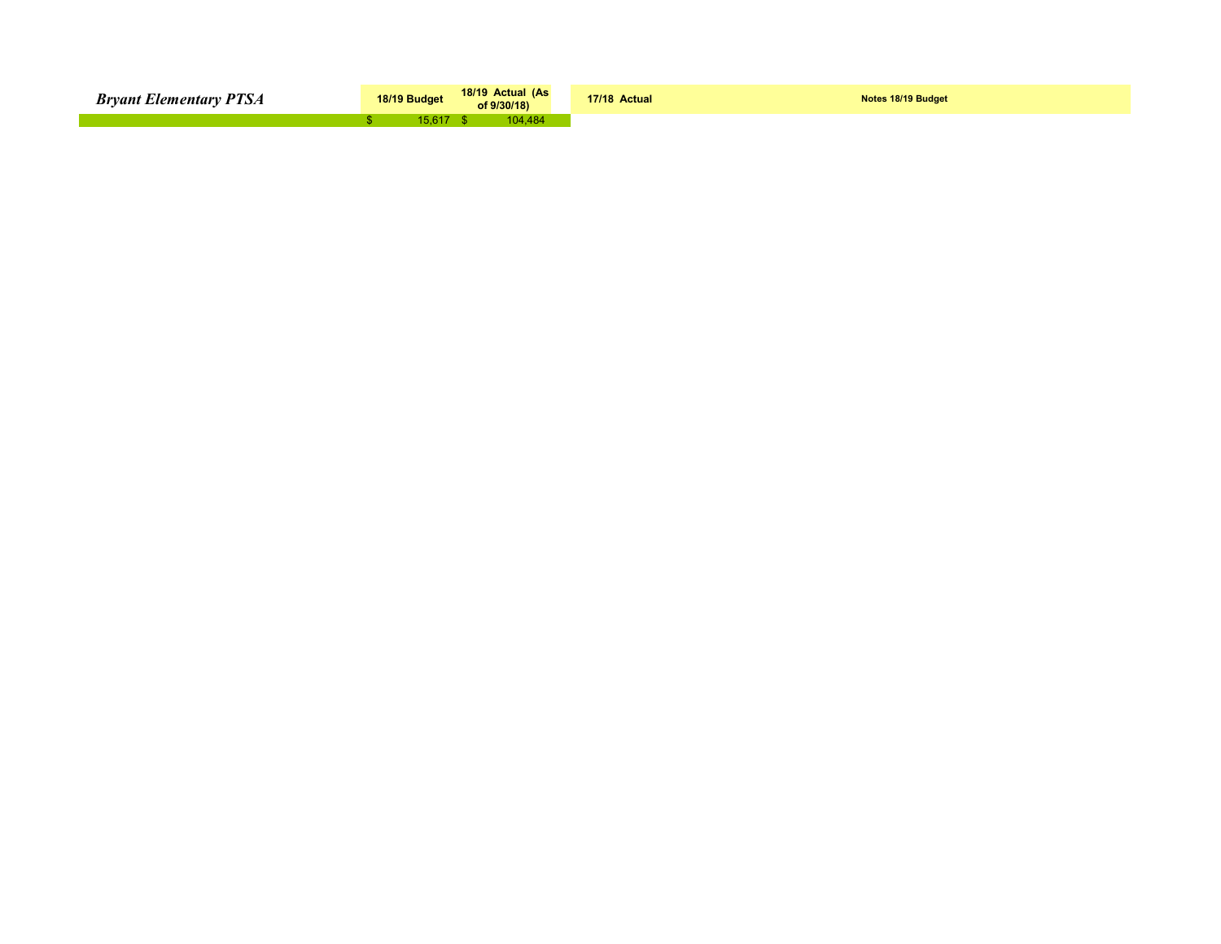| *Bryant Elementary PTSA* | 18/19 Budget | 18/19 Actual (As of 9/30/18) | 17/18 Actual | Notes 18/19 Budget |
|---|---|---|---|---|
| | $ 15,617 | $ 104,484 | | |